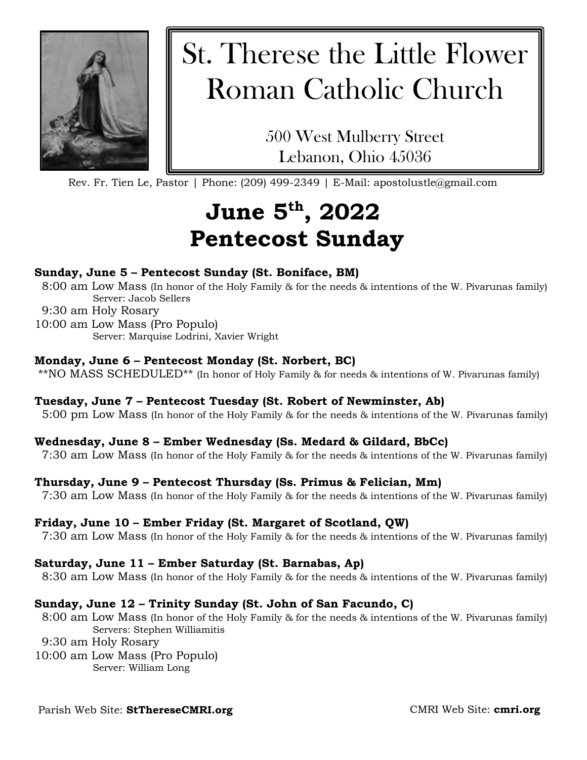# St. Therese the Little Flower Roman Catholic Church

500 West Mulberry Street
Lebanon, Ohio 45036

Rev. Fr. Tien Le, Pastor | Phone: (209) 499-2349 | E-Mail: apostolustle@gmail.com

## June 5th, 2022
## Pentecost Sunday

**Sunday, June 5 – Pentecost Sunday (St. Boniface, BM)**

8:00 am Low Mass (In honor of the Holy Family & for the needs & intentions of the W. Pivarunas family)
Server: Jacob Sellers

9:30 am Holy Rosary

10:00 am Low Mass (Pro Populo)
Server: Marquise Lodrini, Xavier Wright

**Monday, June 6 – Pentecost Monday (St. Norbert, BC)**

\*\*NO MASS SCHEDULED\*\* (In honor of Holy Family & for needs & intentions of W. Pivarunas family)

**Tuesday, June 7 – Pentecost Tuesday (St. Robert of Newminster, Ab)**

5:00 pm Low Mass (In honor of the Holy Family & for the needs & intentions of the W. Pivarunas family)

**Wednesday, June 8 – Ember Wednesday (Ss. Medard & Gildard, BbCc)**

7:30 am Low Mass (In honor of the Holy Family & for the needs & intentions of the W. Pivarunas family)

**Thursday, June 9 – Pentecost Thursday (Ss. Primus & Felician, Mm)**

7:30 am Low Mass (In honor of the Holy Family & for the needs & intentions of the W. Pivarunas family)

**Friday, June 10 – Ember Friday (St. Margaret of Scotland, QW)**

7:30 am Low Mass (In honor of the Holy Family & for the needs & intentions of the W. Pivarunas family)

**Saturday, June 11 – Ember Saturday (St. Barnabas, Ap)**

8:30 am Low Mass (In honor of the Holy Family & for the needs & intentions of the W. Pivarunas family)

**Sunday, June 12 – Trinity Sunday (St. John of San Facundo, C)**

8:00 am Low Mass (In honor of the Holy Family & for the needs & intentions of the W. Pivarunas family)
Servers: Stephen Williamitis

9:30 am Holy Rosary

10:00 am Low Mass (Pro Populo)
Server: William Long

Parish Web Site: **StThereseCMRI.org** CMRI Web Site: **cmri.org**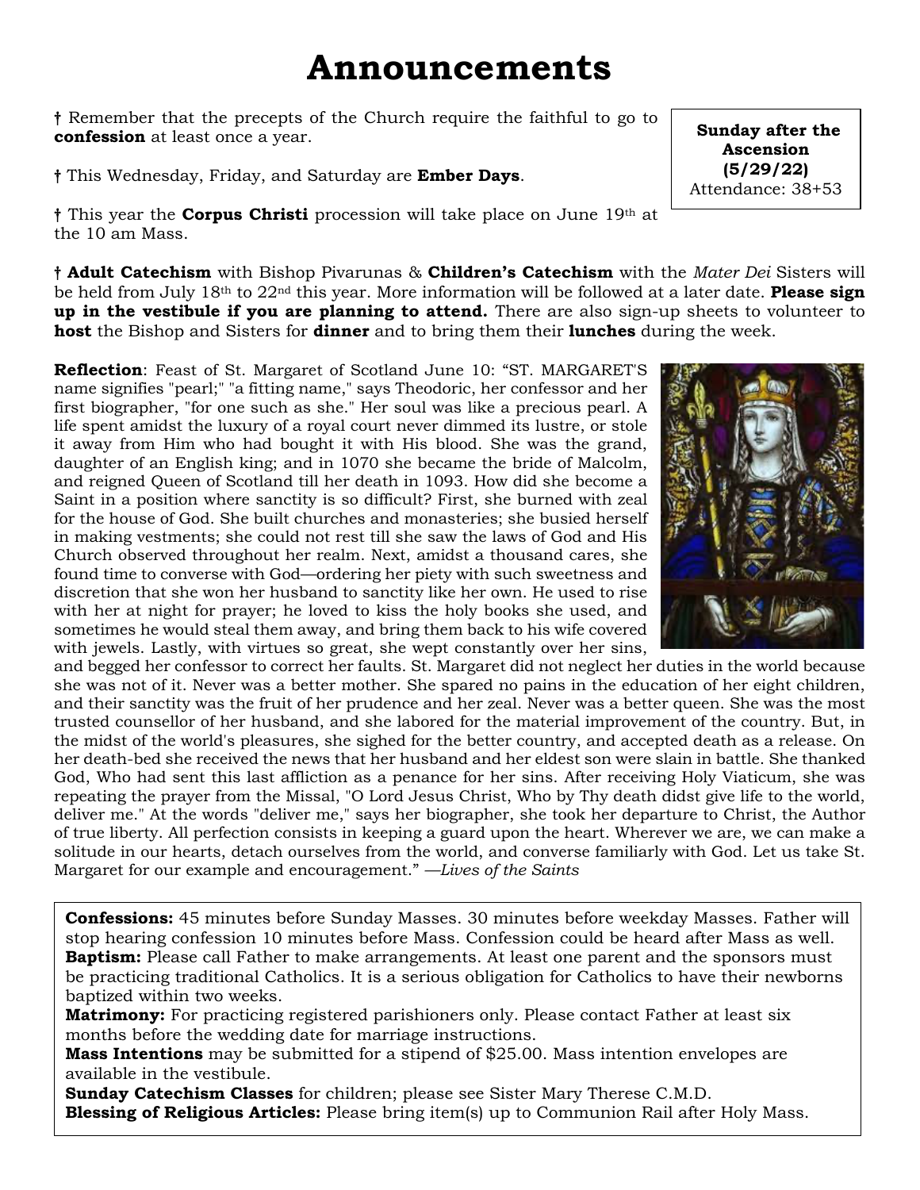# Announcements

**Sunday after the Ascension (5/29/22)**
Attendance: 38+53

† Remember that the precepts of the Church require the faithful to go to **confession** at least once a year.

† This Wednesday, Friday, and Saturday are **Ember Days**.

† This year the **Corpus Christi** procession will take place on June 19th at the 10 am Mass.

† **Adult Catechism** with Bishop Pivarunas & **Children's Catechism** with the *Mater Dei* Sisters will be held from July 18th to 22nd this year. More information will be followed at a later date. **Please sign up in the vestibule if you are planning to attend.** There are also sign-up sheets to volunteer to **host** the Bishop and Sisters for **dinner** and to bring them their **lunches** during the week.

**Reflection**: Feast of St. Margaret of Scotland June 10: "ST. MARGARET'S name signifies "pearl;" "a fitting name," says Theodoric, her confessor and her first biographer, "for one such as she." Her soul was like a precious pearl. A life spent amidst the luxury of a royal court never dimmed its lustre, or stole it away from Him who had bought it with His blood. She was the grand, daughter of an English king; and in 1070 she became the bride of Malcolm, and reigned Queen of Scotland till her death in 1093. How did she become a Saint in a position where sanctity is so difficult? First, she burned with zeal for the house of God. She built churches and monasteries; she busied herself in making vestments; she could not rest till she saw the laws of God and His Church observed throughout her realm. Next, amidst a thousand cares, she found time to converse with God—ordering her piety with such sweetness and discretion that she won her husband to sanctity like her own. He used to rise with her at night for prayer; he loved to kiss the holy books she used, and sometimes he would steal them away, and bring them back to his wife covered with jewels. Lastly, with virtues so great, she wept constantly over her sins, and begged her confessor to correct her faults. St. Margaret did not neglect her duties in the world because she was not of it. Never was a better mother. She spared no pains in the education of her eight children, and their sanctity was the fruit of her prudence and her zeal. Never was a better queen. She was the most trusted counsellor of her husband, and she labored for the material improvement of the country. But, in the midst of the world's pleasures, she sighed for the better country, and accepted death as a release. On her death-bed she received the news that her husband and her eldest son were slain in battle. She thanked God, Who had sent this last affliction as a penance for her sins. After receiving Holy Viaticum, she was repeating the prayer from the Missal, "O Lord Jesus Christ, Who by Thy death didst give life to the world, deliver me." At the words "deliver me," says her biographer, she took her departure to Christ, the Author of true liberty. All perfection consists in keeping a guard upon the heart. Wherever we are, we can make a solitude in our hearts, detach ourselves from the world, and converse familiarly with God. Let us take St. Margaret for our example and encouragement." —*Lives of the Saints*

**Confessions:** 45 minutes before Sunday Masses. 30 minutes before weekday Masses. Father will stop hearing confession 10 minutes before Mass. Confession could be heard after Mass as well.
**Baptism:** Please call Father to make arrangements. At least one parent and the sponsors must be practicing traditional Catholics. It is a serious obligation for Catholics to have their newborns baptized within two weeks.
**Matrimony:** For practicing registered parishioners only. Please contact Father at least six months before the wedding date for marriage instructions.
**Mass Intentions** may be submitted for a stipend of $25.00. Mass intention envelopes are available in the vestibule.
**Sunday Catechism Classes** for children; please see Sister Mary Therese C.M.D.
**Blessing of Religious Articles:** Please bring item(s) up to Communion Rail after Holy Mass.